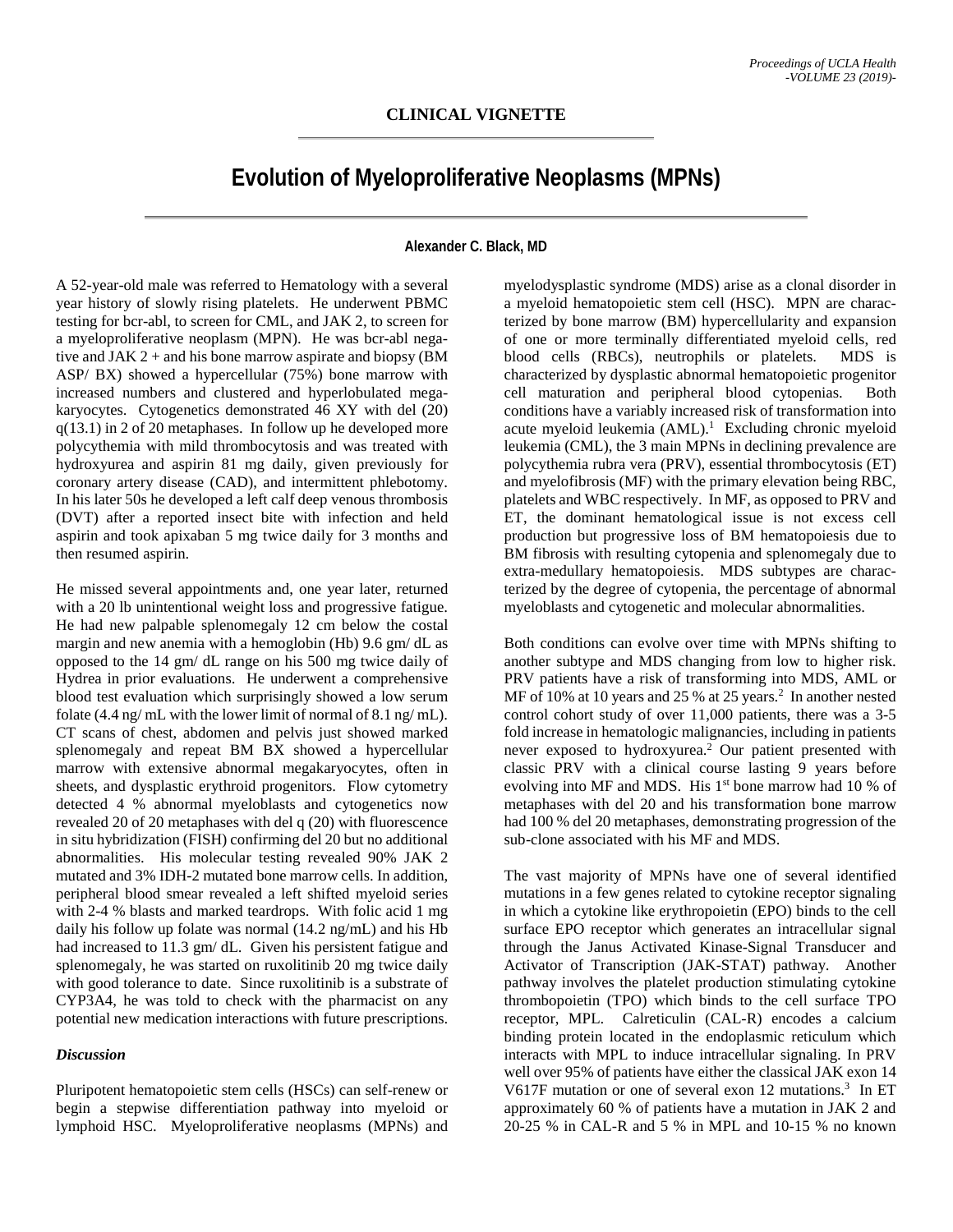## CLINICAL VIGNETTE

# Evolution of Myeloproliferative Neoplasms (MPNs)

**Alexander C. Black, MD**

A 52-year-old male was referred to Hematology with a several year history of slowly rising platelets. He underwent PBMC testing for bcr-abl, to screen for CML, and JAK 2, to screen for a myeloproliferative neoplasm (MPN). He was bcr-abl negative and JAK 2 + and his bone marrow aspirate and biopsy (BM ASP/ BX) showed a hypercellular (75%) bone marrow with increased numbers and clustered and hyperlobulated megakaryocytes. Cytogenetics demonstrated 46 XY with del (20) q(13.1) in 2 of 20 metaphases. In follow up he developed more polycythemia with mild thrombocytosis and was treated with hydroxyurea and aspirin 81 mg daily, given previously for coronary artery disease (CAD), and intermittent phlebotomy. In his later 50s he developed a left calf deep venous thrombosis (DVT) after a reported insect bite with infection and held aspirin and took apixaban 5 mg twice daily for 3 months and then resumed aspirin.

He missed several appointments and, one year later, returned with a 20 lb unintentional weight loss and progressive fatigue. He had new palpable splenomegaly 12 cm below the costal margin and new anemia with a hemoglobin (Hb) 9.6 gm/ dL as opposed to the 14 gm/ dL range on his 500 mg twice daily of Hydrea in prior evaluations. He underwent a comprehensive blood test evaluation which surprisingly showed a low serum folate (4.4 ng/ mL with the lower limit of normal of 8.1 ng/ mL). CT scans of chest, abdomen and pelvis just showed marked splenomegaly and repeat BM BX showed a hypercellular marrow with extensive abnormal megakaryocytes, often in sheets, and dysplastic erythroid progenitors. Flow cytometry detected 4 % abnormal myeloblasts and cytogenetics now revealed 20 of 20 metaphases with del q (20) with fluorescence in situ hybridization (FISH) confirming del 20 but no additional abnormalities. His molecular testing revealed 90% JAK 2 mutated and 3% IDH-2 mutated bone marrow cells. In addition, peripheral blood smear revealed a left shifted myeloid series with 2-4 % blasts and marked teardrops. With folic acid 1 mg daily his follow up folate was normal (14.2 ng/mL) and his Hb had increased to 11.3 gm/ dL. Given his persistent fatigue and splenomegaly, he was started on ruxolitinib 20 mg twice daily with good tolerance to date. Since ruxolitinib is a substrate of CYP3A4, he was told to check with the pharmacist on any potential new medication interactions with future prescriptions.

### *Discussion*

Pluripotent hematopoietic stem cells (HSCs) can self-renew or begin a stepwise differentiation pathway into myeloid or lymphoid HSC. Myeloproliferative neoplasms (MPNs) and myelodysplastic syndrome (MDS) arise as a clonal disorder in a myeloid hematopoietic stem cell (HSC). MPN are characterized by bone marrow (BM) hypercellularity and expansion of one or more terminally differentiated myeloid cells, red blood cells (RBCs), neutrophils or platelets. MDS is characterized by dysplastic abnormal hematopoietic progenitor cell maturation and peripheral blood cytopenias. Both conditions have a variably increased risk of transformation into acute myeloid leukemia (AML).[1] Excluding chronic myeloid leukemia (CML), the 3 main MPNs in declining prevalence are polycythemia rubra vera (PRV), essential thrombocytosis (ET) and myelofibrosis (MF) with the primary elevation being RBC, platelets and WBC respectively. In MF, as opposed to PRV and ET, the dominant hematological issue is not excess cell production but progressive loss of BM hematopoiesis due to BM fibrosis with resulting cytopenia and splenomegaly due to extra-medullary hematopoiesis. MDS subtypes are characterized by the degree of cytopenia, the percentage of abnormal myeloblasts and cytogenetic and molecular abnormalities.

Both conditions can evolve over time with MPNs shifting to another subtype and MDS changing from low to higher risk. PRV patients have a risk of transforming into MDS, AML or MF of 10% at 10 years and 25 % at 25 years.[2] In another nested control cohort study of over 11,000 patients, there was a 3-5 fold increase in hematologic malignancies, including in patients never exposed to hydroxyurea.[2] Our patient presented with classic PRV with a clinical course lasting 9 years before evolving into MF and MDS. His 1st bone marrow had 10 % of metaphases with del 20 and his transformation bone marrow had 100 % del 20 metaphases, demonstrating progression of the sub-clone associated with his MF and MDS.

The vast majority of MPNs have one of several identified mutations in a few genes related to cytokine receptor signaling in which a cytokine like erythropoietin (EPO) binds to the cell surface EPO receptor which generates an intracellular signal through the Janus Activated Kinase-Signal Transducer and Activator of Transcription (JAK-STAT) pathway. Another pathway involves the platelet production stimulating cytokine thrombopoietin (TPO) which binds to the cell surface TPO receptor, MPL. Calreticulin (CAL-R) encodes a calcium binding protein located in the endoplasmic reticulum which interacts with MPL to induce intracellular signaling. In PRV well over 95% of patients have either the classical JAK exon 14 V617F mutation or one of several exon 12 mutations.[3] In ET approximately 60 % of patients have a mutation in JAK 2 and 20-25 % in CAL-R and 5 % in MPL and 10-15 % no known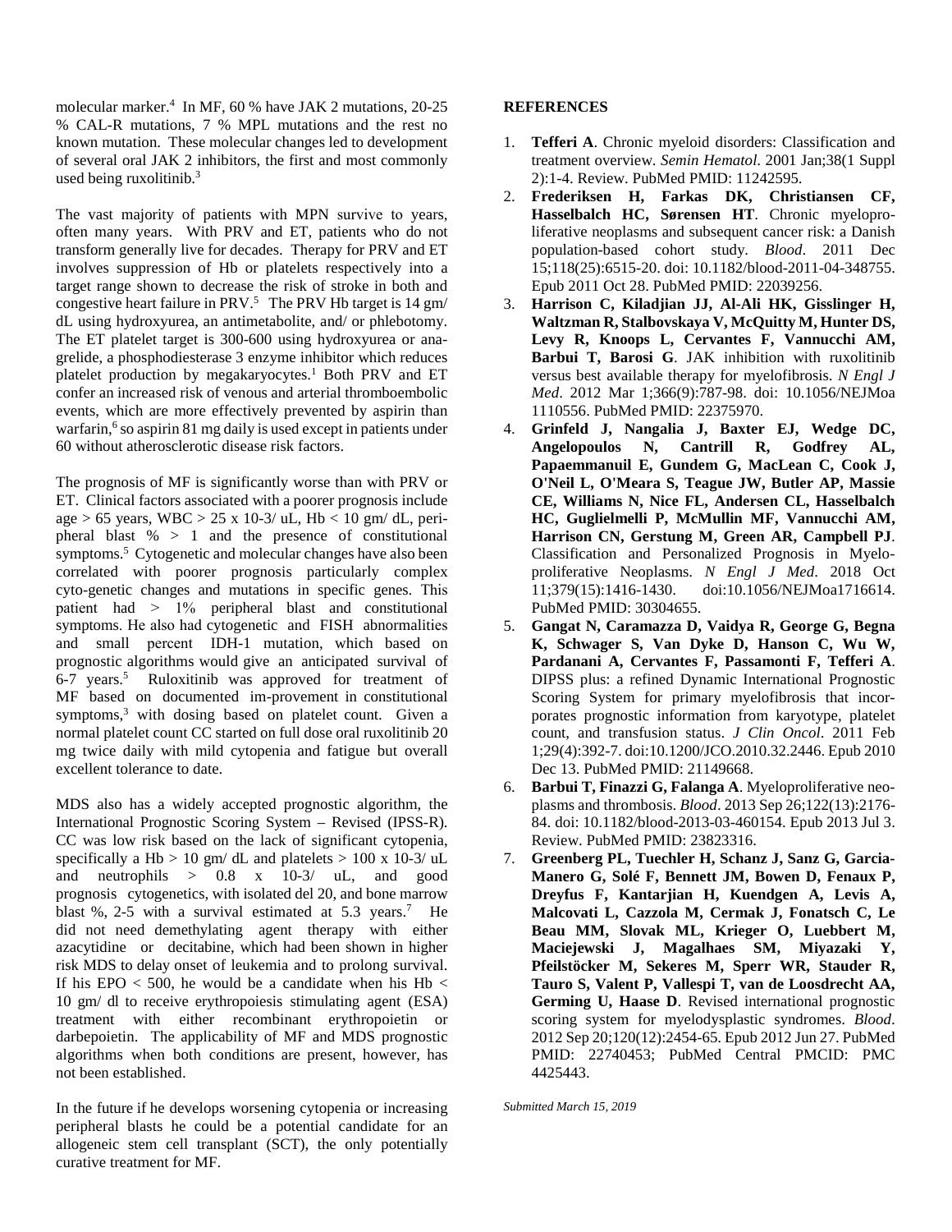molecular marker.[4] In MF, 60 % have JAK 2 mutations, 20-25 % CAL-R mutations, 7 % MPL mutations and the rest no known mutation. These molecular changes led to development of several oral JAK 2 inhibitors, the first and most commonly used being ruxolitinib.[3]

The vast majority of patients with MPN survive to years, often many years. With PRV and ET, patients who do not transform generally live for decades. Therapy for PRV and ET involves suppression of Hb or platelets respectively into a target range shown to decrease the risk of stroke in both and congestive heart failure in PRV.[5] The PRV Hb target is 14 gm/ dL using hydroxyurea, an antimetabolite, and/ or phlebotomy. The ET platelet target is 300-600 using hydroxyurea or ana-grelide, a phosphodiesterase 3 enzyme inhibitor which reduces platelet production by megakaryocytes.[1] Both PRV and ET confer an increased risk of venous and arterial thromboembolic events, which are more effectively prevented by aspirin than warfarin,[6] so aspirin 81 mg daily is used except in patients under 60 without atherosclerotic disease risk factors.

The prognosis of MF is significantly worse than with PRV or ET. Clinical factors associated with a poorer prognosis include age > 65 years, WBC > 25 x 10-3/ uL, Hb < 10 gm/ dL, peri-pheral blast % > 1 and the presence of constitutional symptoms.[5] Cytogenetic and molecular changes have also been correlated with poorer prognosis particularly complex cyto-genetic changes and mutations in specific genes. This patient had > 1% peripheral blast and constitutional symptoms. He also had cytogenetic and FISH abnormalities and small percent IDH-1 mutation, which based on prognostic algorithms would give an anticipated survival of 6-7 years.[5] Ruloxitinib was approved for treatment of MF based on documented im-provement in constitutional symptoms,[3] with dosing based on platelet count. Given a normal platelet count CC started on full dose oral ruxolitinib 20 mg twice daily with mild cytopenia and fatigue but overall excellent tolerance to date.

MDS also has a widely accepted prognostic algorithm, the International Prognostic Scoring System – Revised (IPSS-R). CC was low risk based on the lack of significant cytopenia, specifically a Hb > 10 gm/ dL and platelets > 100 x 10-3/ uL and neutrophils > 0.8 x 10-3/ uL, and good prognosis cytogenetics, with isolated del 20, and bone marrow blast %, 2-5 with a survival estimated at 5.3 years.[7] He did not need demethylating agent therapy with either azacytidine or decitabine, which had been shown in higher risk MDS to delay onset of leukemia and to prolong survival. If his EPO < 500, he would be a candidate when his Hb < 10 gm/ dl to receive erythropoiesis stimulating agent (ESA) treatment with either recombinant erythropoietin or darbepoietin. The applicability of MF and MDS prognostic algorithms when both conditions are present, however, has not been established.

In the future if he develops worsening cytopenia or increasing peripheral blasts he could be a potential candidate for an allogeneic stem cell transplant (SCT), the only potentially curative treatment for MF.

## REFERENCES

1. **Tefferi A**. Chronic myeloid disorders: Classification and treatment overview. *Semin Hematol*. 2001 Jan;38(1 Suppl 2):1-4. Review. PubMed PMID: 11242595.
2. **Frederiksen H, Farkas DK, Christiansen CF, Hasselbalch HC, Sørensen HT**. Chronic myelopro-liferative neoplasms and subsequent cancer risk: a Danish population-based cohort study. *Blood*. 2011 Dec 15;118(25):6515-20. doi: 10.1182/blood-2011-04-348755. Epub 2011 Oct 28. PubMed PMID: 22039256.
3. **Harrison C, Kiladjian JJ, Al-Ali HK, Gisslinger H, Waltzman R, Stalbovskaya V, McQuitty M, Hunter DS, Levy R, Knoops L, Cervantes F, Vannucchi AM, Barbui T, Barosi G**. JAK inhibition with ruxolitinib versus best available therapy for myelofibrosis. *N Engl J Med*. 2012 Mar 1;366(9):787-98. doi: 10.1056/NEJMoa 1110556. PubMed PMID: 22375970.
4. **Grinfeld J, Nangalia J, Baxter EJ, Wedge DC, Angelopoulos N, Cantrill R, Godfrey AL, Papaemmanuil E, Gundem G, MacLean C, Cook J, O'Neil L, O'Meara S, Teague JW, Butler AP, Massie CE, Williams N, Nice FL, Andersen CL, Hasselbalch HC, Guglielmelli P, McMullin MF, Vannucchi AM, Harrison CN, Gerstung M, Green AR, Campbell PJ**. Classification and Personalized Prognosis in Myelo-proliferative Neoplasms. *N Engl J Med*. 2018 Oct 11;379(15):1416-1430. doi:10.1056/NEJMoa1716614. PubMed PMID: 30304655.
5. **Gangat N, Caramazza D, Vaidya R, George G, Begna K, Schwager S, Van Dyke D, Hanson C, Wu W, Pardanani A, Cervantes F, Passamonti F, Tefferi A**. DIPSS plus: a refined Dynamic International Prognostic Scoring System for primary myelofibrosis that incor-porates prognostic information from karyotype, platelet count, and transfusion status. *J Clin Oncol*. 2011 Feb 1;29(4):392-7. doi:10.1200/JCO.2010.32.2446. Epub 2010 Dec 13. PubMed PMID: 21149668.
6. **Barbui T, Finazzi G, Falanga A**. Myeloproliferative neo-plasms and thrombosis. *Blood*. 2013 Sep 26;122(13):2176-84. doi: 10.1182/blood-2013-03-460154. Epub 2013 Jul 3. Review. PubMed PMID: 23823316.
7. **Greenberg PL, Tuechler H, Schanz J, Sanz G, Garcia-Manero G, Solé F, Bennett JM, Bowen D, Fenaux P, Dreyfus F, Kantarjian H, Kuendgen A, Levis A, Malcovati L, Cazzola M, Cermak J, Fonatsch C, Le Beau MM, Slovak ML, Krieger O, Luebbert M, Maciejewski J, Magalhaes SM, Miyazaki Y, Pfeilstöcker M, Sekeres M, Sperr WR, Stauder R, Tauro S, Valent P, Vallespi T, van de Loosdrecht AA, Germing U, Haase D**. Revised international prognostic scoring system for myelodysplastic syndromes. *Blood*. 2012 Sep 20;120(12):2454-65. Epub 2012 Jun 27. PubMed PMID: 22740453; PubMed Central PMCID: PMC 4425443.

*Submitted March 15, 2019*